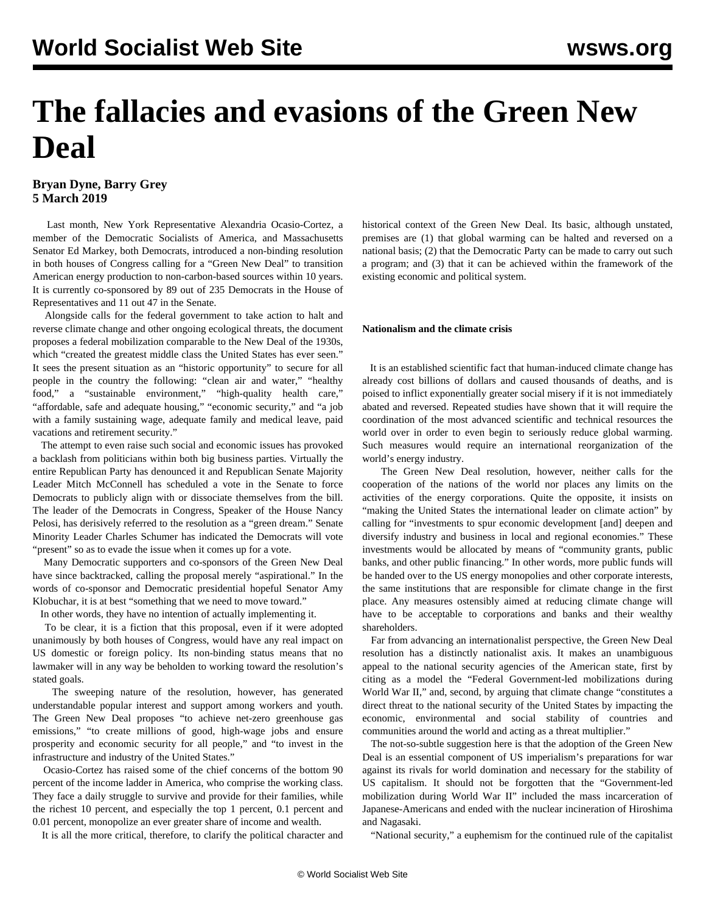# The fallacies and evasions of the Green New Deal

**Bryan Dyne, Barry Grey**
**5 March 2019**

Last month, New York Representative Alexandria Ocasio-Cortez, a member of the Democratic Socialists of America, and Massachusetts Senator Ed Markey, both Democrats, introduced a non-binding resolution in both houses of Congress calling for a "Green New Deal" to transition American energy production to non-carbon-based sources within 10 years. It is currently co-sponsored by 89 out of 235 Democrats in the House of Representatives and 11 out 47 in the Senate.

Alongside calls for the federal government to take action to halt and reverse climate change and other ongoing ecological threats, the document proposes a federal mobilization comparable to the New Deal of the 1930s, which "created the greatest middle class the United States has ever seen." It sees the present situation as an "historic opportunity" to secure for all people in the country the following: "clean air and water," "healthy food," a "sustainable environment," "high-quality health care," "affordable, safe and adequate housing," "economic security," and "a job with a family sustaining wage, adequate family and medical leave, paid vacations and retirement security."

The attempt to even raise such social and economic issues has provoked a backlash from politicians within both big business parties. Virtually the entire Republican Party has denounced it and Republican Senate Majority Leader Mitch McConnell has scheduled a vote in the Senate to force Democrats to publicly align with or dissociate themselves from the bill. The leader of the Democrats in Congress, Speaker of the House Nancy Pelosi, has derisively referred to the resolution as a "green dream." Senate Minority Leader Charles Schumer has indicated the Democrats will vote "present" so as to evade the issue when it comes up for a vote.

Many Democratic supporters and co-sponsors of the Green New Deal have since backtracked, calling the proposal merely "aspirational." In the words of co-sponsor and Democratic presidential hopeful Senator Amy Klobuchar, it is at best "something that we need to move toward."

In other words, they have no intention of actually implementing it.

To be clear, it is a fiction that this proposal, even if it were adopted unanimously by both houses of Congress, would have any real impact on US domestic or foreign policy. Its non-binding status means that no lawmaker will in any way be beholden to working toward the resolution's stated goals.

The sweeping nature of the resolution, however, has generated understandable popular interest and support among workers and youth. The Green New Deal proposes "to achieve net-zero greenhouse gas emissions," "to create millions of good, high-wage jobs and ensure prosperity and economic security for all people," and "to invest in the infrastructure and industry of the United States."

Ocasio-Cortez has raised some of the chief concerns of the bottom 90 percent of the income ladder in America, who comprise the working class. They face a daily struggle to survive and provide for their families, while the richest 10 percent, and especially the top 1 percent, 0.1 percent and 0.01 percent, monopolize an ever greater share of income and wealth.

It is all the more critical, therefore, to clarify the political character and historical context of the Green New Deal. Its basic, although unstated, premises are (1) that global warming can be halted and reversed on a national basis; (2) that the Democratic Party can be made to carry out such a program; and (3) that it can be achieved within the framework of the existing economic and political system.

**Nationalism and the climate crisis**

It is an established scientific fact that human-induced climate change has already cost billions of dollars and caused thousands of deaths, and is poised to inflict exponentially greater social misery if it is not immediately abated and reversed. Repeated studies have shown that it will require the coordination of the most advanced scientific and technical resources the world over in order to even begin to seriously reduce global warming. Such measures would require an international reorganization of the world's energy industry.

The Green New Deal resolution, however, neither calls for the cooperation of the nations of the world nor places any limits on the activities of the energy corporations. Quite the opposite, it insists on "making the United States the international leader on climate action" by calling for "investments to spur economic development [and] deepen and diversify industry and business in local and regional economies." These investments would be allocated by means of "community grants, public banks, and other public financing." In other words, more public funds will be handed over to the US energy monopolies and other corporate interests, the same institutions that are responsible for climate change in the first place. Any measures ostensibly aimed at reducing climate change will have to be acceptable to corporations and banks and their wealthy shareholders.

Far from advancing an internationalist perspective, the Green New Deal resolution has a distinctly nationalist axis. It makes an unambiguous appeal to the national security agencies of the American state, first by citing as a model the "Federal Government-led mobilizations during World War II," and, second, by arguing that climate change "constitutes a direct threat to the national security of the United States by impacting the economic, environmental and social stability of countries and communities around the world and acting as a threat multiplier."

The not-so-subtle suggestion here is that the adoption of the Green New Deal is an essential component of US imperialism's preparations for war against its rivals for world domination and necessary for the stability of US capitalism. It should not be forgotten that the "Government-led mobilization during World War II" included the mass incarceration of Japanese-Americans and ended with the nuclear incineration of Hiroshima and Nagasaki.

"National security," a euphemism for the continued rule of the capitalist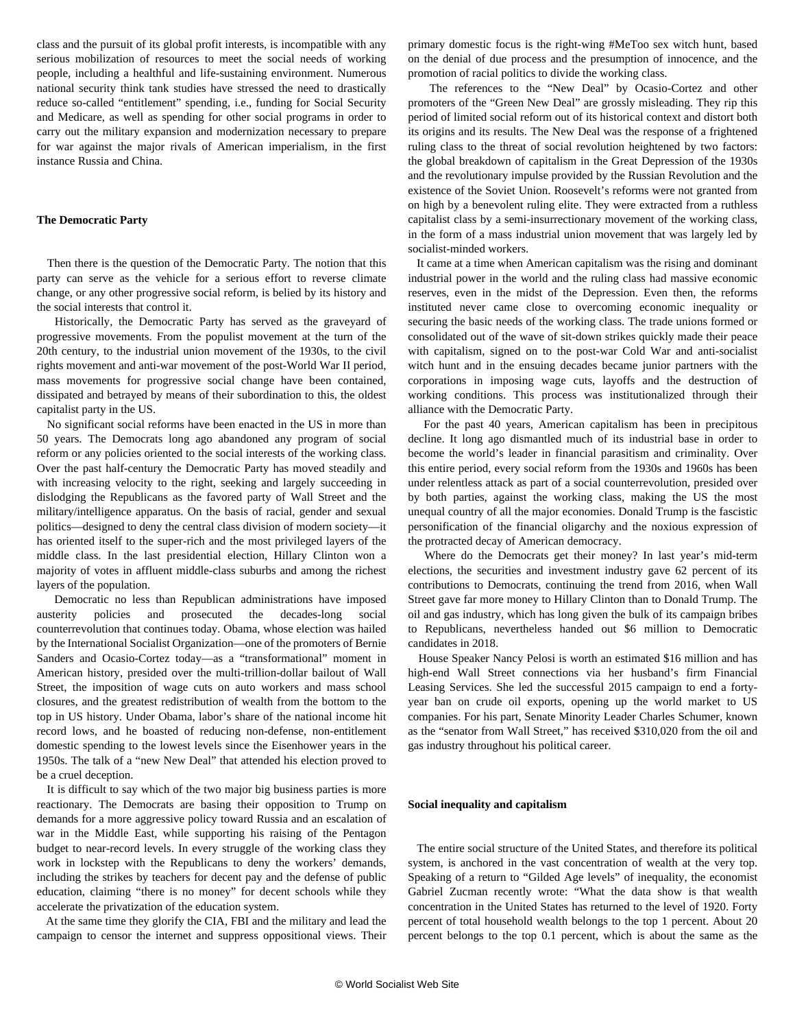class and the pursuit of its global profit interests, is incompatible with any serious mobilization of resources to meet the social needs of working people, including a healthful and life-sustaining environment. Numerous national security think tank studies have stressed the need to drastically reduce so-called "entitlement" spending, i.e., funding for Social Security and Medicare, as well as spending for other social programs in order to carry out the military expansion and modernization necessary to prepare for war against the major rivals of American imperialism, in the first instance Russia and China.

**The Democratic Party**

Then there is the question of the Democratic Party. The notion that this party can serve as the vehicle for a serious effort to reverse climate change, or any other progressive social reform, is belied by its history and the social interests that control it.

Historically, the Democratic Party has served as the graveyard of progressive movements. From the populist movement at the turn of the 20th century, to the industrial union movement of the 1930s, to the civil rights movement and anti-war movement of the post-World War II period, mass movements for progressive social change have been contained, dissipated and betrayed by means of their subordination to this, the oldest capitalist party in the US.

No significant social reforms have been enacted in the US in more than 50 years. The Democrats long ago abandoned any program of social reform or any policies oriented to the social interests of the working class. Over the past half-century the Democratic Party has moved steadily and with increasing velocity to the right, seeking and largely succeeding in dislodging the Republicans as the favored party of Wall Street and the military/intelligence apparatus. On the basis of racial, gender and sexual politics—designed to deny the central class division of modern society—it has oriented itself to the super-rich and the most privileged layers of the middle class. In the last presidential election, Hillary Clinton won a majority of votes in affluent middle-class suburbs and among the richest layers of the population.

Democratic no less than Republican administrations have imposed austerity policies and prosecuted the decades-long social counterrevolution that continues today. Obama, whose election was hailed by the International Socialist Organization—one of the promoters of Bernie Sanders and Ocasio-Cortez today—as a "transformational" moment in American history, presided over the multi-trillion-dollar bailout of Wall Street, the imposition of wage cuts on auto workers and mass school closures, and the greatest redistribution of wealth from the bottom to the top in US history. Under Obama, labor's share of the national income hit record lows, and he boasted of reducing non-defense, non-entitlement domestic spending to the lowest levels since the Eisenhower years in the 1950s. The talk of a "new New Deal" that attended his election proved to be a cruel deception.

It is difficult to say which of the two major big business parties is more reactionary. The Democrats are basing their opposition to Trump on demands for a more aggressive policy toward Russia and an escalation of war in the Middle East, while supporting his raising of the Pentagon budget to near-record levels. In every struggle of the working class they work in lockstep with the Republicans to deny the workers' demands, including the strikes by teachers for decent pay and the defense of public education, claiming "there is no money" for decent schools while they accelerate the privatization of the education system.

At the same time they glorify the CIA, FBI and the military and lead the campaign to censor the internet and suppress oppositional views. Their primary domestic focus is the right-wing #MeToo sex witch hunt, based on the denial of due process and the presumption of innocence, and the promotion of racial politics to divide the working class.

The references to the "New Deal" by Ocasio-Cortez and other promoters of the "Green New Deal" are grossly misleading. They rip this period of limited social reform out of its historical context and distort both its origins and its results. The New Deal was the response of a frightened ruling class to the threat of social revolution heightened by two factors: the global breakdown of capitalism in the Great Depression of the 1930s and the revolutionary impulse provided by the Russian Revolution and the existence of the Soviet Union. Roosevelt's reforms were not granted from on high by a benevolent ruling elite. They were extracted from a ruthless capitalist class by a semi-insurrectionary movement of the working class, in the form of a mass industrial union movement that was largely led by socialist-minded workers.

It came at a time when American capitalism was the rising and dominant industrial power in the world and the ruling class had massive economic reserves, even in the midst of the Depression. Even then, the reforms instituted never came close to overcoming economic inequality or securing the basic needs of the working class. The trade unions formed or consolidated out of the wave of sit-down strikes quickly made their peace with capitalism, signed on to the post-war Cold War and anti-socialist witch hunt and in the ensuing decades became junior partners with the corporations in imposing wage cuts, layoffs and the destruction of working conditions. This process was institutionalized through their alliance with the Democratic Party.

For the past 40 years, American capitalism has been in precipitous decline. It long ago dismantled much of its industrial base in order to become the world's leader in financial parasitism and criminality. Over this entire period, every social reform from the 1930s and 1960s has been under relentless attack as part of a social counterrevolution, presided over by both parties, against the working class, making the US the most unequal country of all the major economies. Donald Trump is the fascistic personification of the financial oligarchy and the noxious expression of the protracted decay of American democracy.

Where do the Democrats get their money? In last year's mid-term elections, the securities and investment industry gave 62 percent of its contributions to Democrats, continuing the trend from 2016, when Wall Street gave far more money to Hillary Clinton than to Donald Trump. The oil and gas industry, which has long given the bulk of its campaign bribes to Republicans, nevertheless handed out $6 million to Democratic candidates in 2018.

House Speaker Nancy Pelosi is worth an estimated $16 million and has high-end Wall Street connections via her husband's firm Financial Leasing Services. She led the successful 2015 campaign to end a forty-year ban on crude oil exports, opening up the world market to US companies. For his part, Senate Minority Leader Charles Schumer, known as the "senator from Wall Street," has received $310,020 from the oil and gas industry throughout his political career.

**Social inequality and capitalism**

The entire social structure of the United States, and therefore its political system, is anchored in the vast concentration of wealth at the very top. Speaking of a return to "Gilded Age levels" of inequality, the economist Gabriel Zucman recently wrote: "What the data show is that wealth concentration in the United States has returned to the level of 1920. Forty percent of total household wealth belongs to the top 1 percent. About 20 percent belongs to the top 0.1 percent, which is about the same as the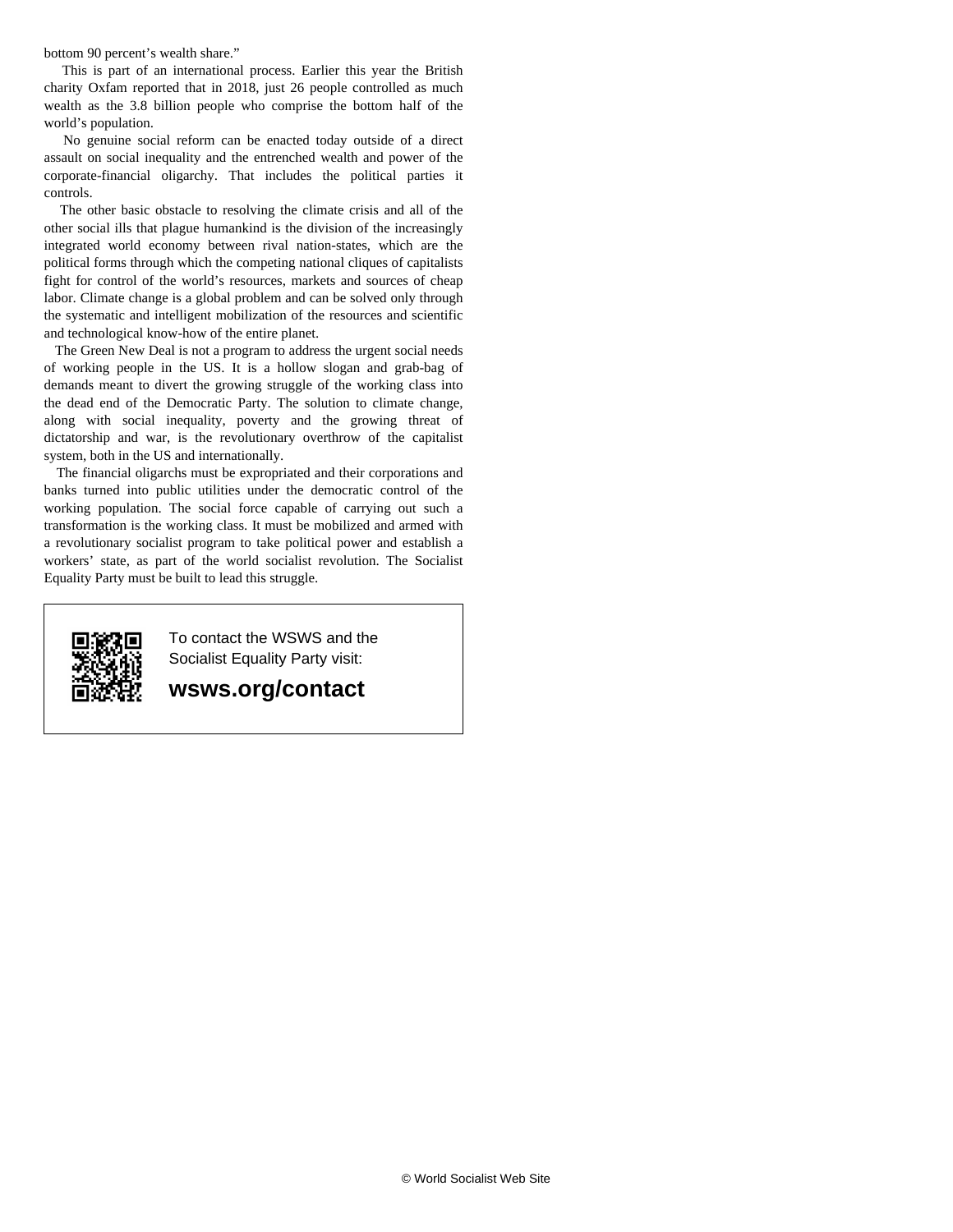bottom 90 percent's wealth share."

This is part of an international process. Earlier this year the British charity Oxfam reported that in 2018, just 26 people controlled as much wealth as the 3.8 billion people who comprise the bottom half of the world's population.

No genuine social reform can be enacted today outside of a direct assault on social inequality and the entrenched wealth and power of the corporate-financial oligarchy. That includes the political parties it controls.

The other basic obstacle to resolving the climate crisis and all of the other social ills that plague humankind is the division of the increasingly integrated world economy between rival nation-states, which are the political forms through which the competing national cliques of capitalists fight for control of the world's resources, markets and sources of cheap labor. Climate change is a global problem and can be solved only through the systematic and intelligent mobilization of the resources and scientific and technological know-how of the entire planet.

The Green New Deal is not a program to address the urgent social needs of working people in the US. It is a hollow slogan and grab-bag of demands meant to divert the growing struggle of the working class into the dead end of the Democratic Party. The solution to climate change, along with social inequality, poverty and the growing threat of dictatorship and war, is the revolutionary overthrow of the capitalist system, both in the US and internationally.

The financial oligarchs must be expropriated and their corporations and banks turned into public utilities under the democratic control of the working population. The social force capable of carrying out such a transformation is the working class. It must be mobilized and armed with a revolutionary socialist program to take political power and establish a workers' state, as part of the world socialist revolution. The Socialist Equality Party must be built to lead this struggle.

To contact the WSWS and the Socialist Equality Party visit:

**wsws.org/contact**